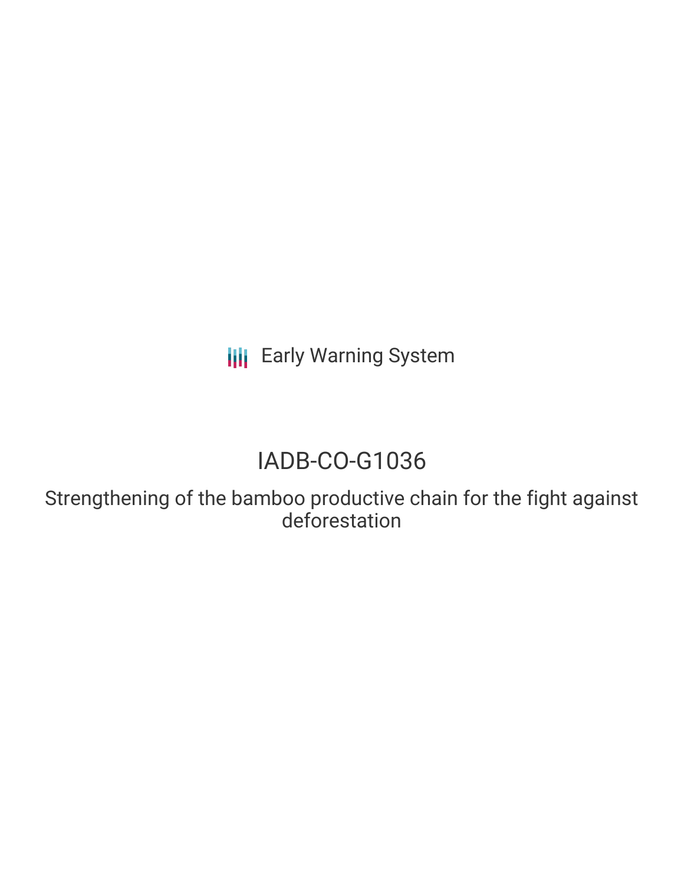Early Warning System

# IADB-CO-G1036

Strengthening of the bamboo productive chain for the fight against deforestation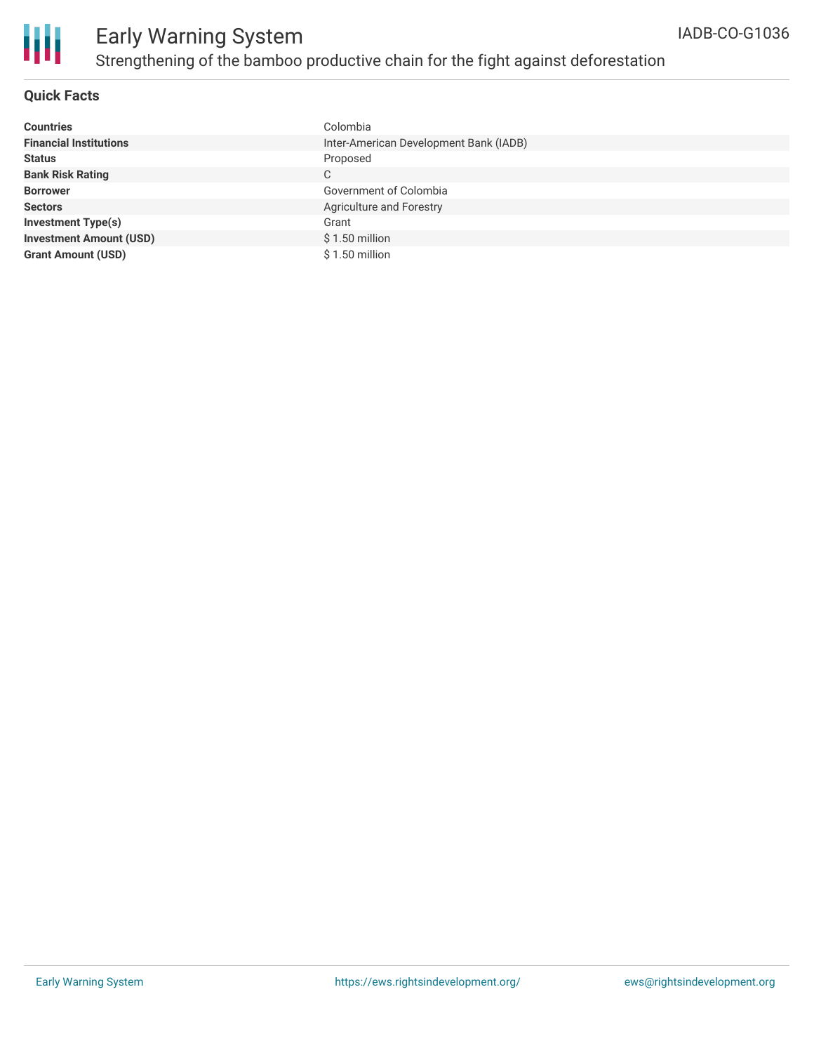# Early Warning System

## Strengthening of the bamboo productive chain for the fight against deforestation

IADB-CO-G1036

### Quick Facts

| | |
|---|---|
| **Countries** | Colombia |
| **Financial Institutions** | Inter-American Development Bank (IADB) |
| **Status** | Proposed |
| **Bank Risk Rating** | C |
| **Borrower** | Government of Colombia |
| **Sectors** | Agriculture and Forestry |
| **Investment Type(s)** | Grant |
| **Investment Amount (USD)** | $ 1.50 million |
| **Grant Amount (USD)** | $ 1.50 million |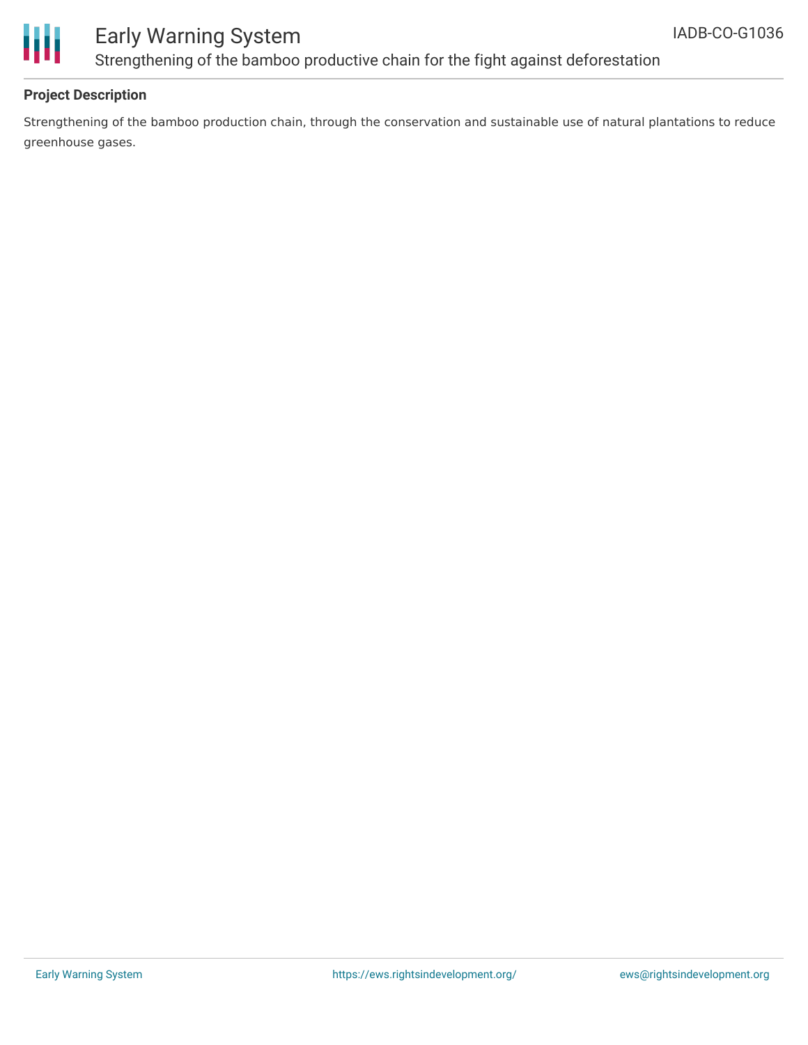## Project Description

Strengthening of the bamboo production chain, through the conservation and sustainable use of natural plantations to reduce greenhouse gases.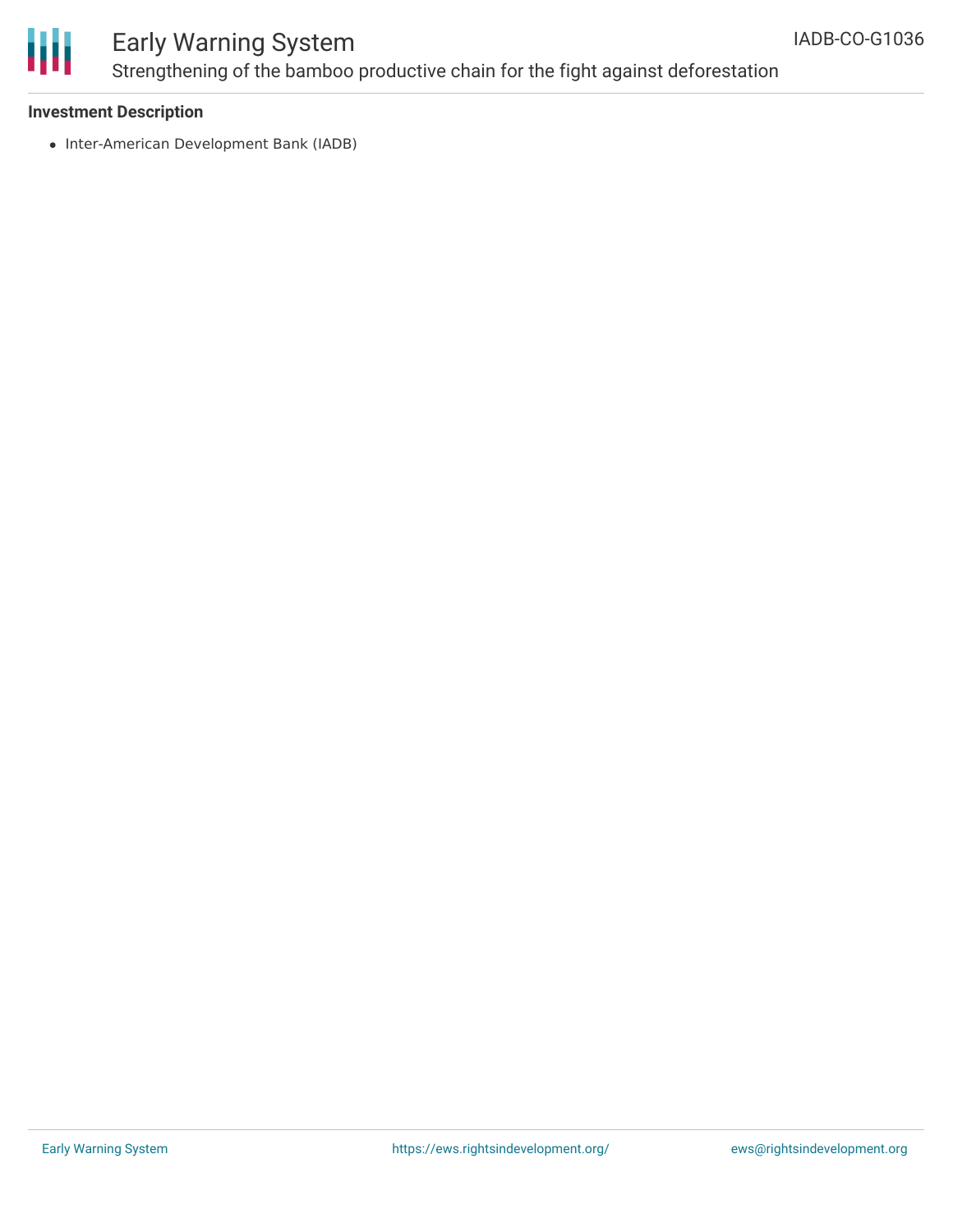### Investment Description

- Inter-American Development Bank (IADB)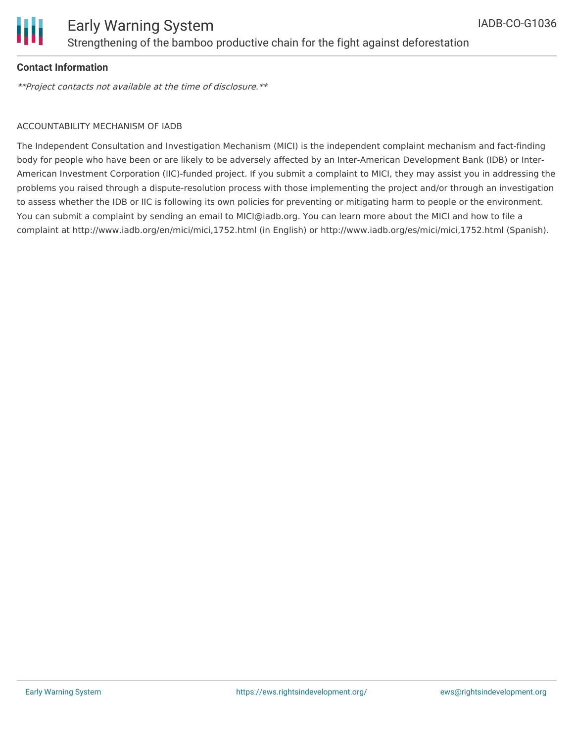**Contact Information**

*\*\*Project contacts not available at the time of disclosure.\*\**

ACCOUNTABILITY MECHANISM OF IADB

The Independent Consultation and Investigation Mechanism (MICI) is the independent complaint mechanism and fact-finding body for people who have been or are likely to be adversely affected by an Inter-American Development Bank (IDB) or Inter-American Investment Corporation (IIC)-funded project. If you submit a complaint to MICI, they may assist you in addressing the problems you raised through a dispute-resolution process with those implementing the project and/or through an investigation to assess whether the IDB or IIC is following its own policies for preventing or mitigating harm to people or the environment. You can submit a complaint by sending an email to MICI@iadb.org. You can learn more about the MICI and how to file a complaint at http://www.iadb.org/en/mici/mici,1752.html (in English) or http://www.iadb.org/es/mici/mici,1752.html (Spanish).